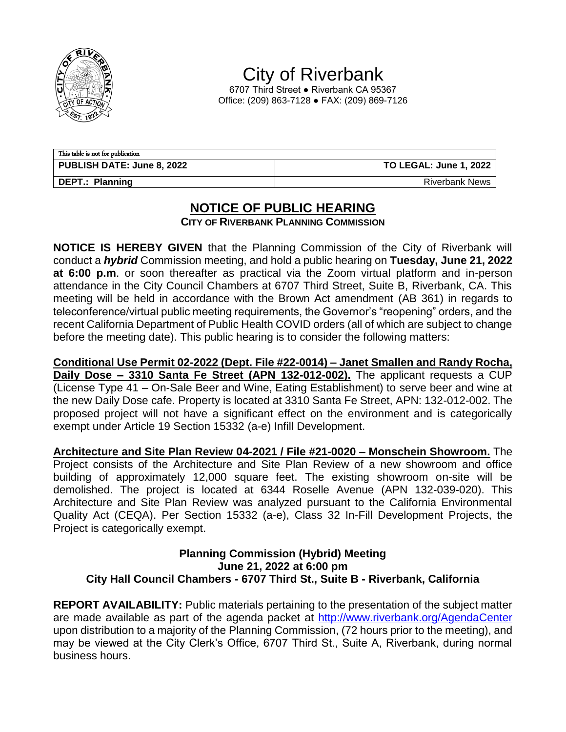# City of Riverbank

6707 Third Street ● Riverbank CA 95367
Office: (209) 863-7128 ● FAX: (209) 869-7126

| This table is not for publication | |
| --- | --- |
| **PUBLISH DATE: June 8, 2022** | **TO LEGAL: June 1, 2022** |
| **DEPT.: Planning** | Riverbank News |

## NOTICE OF PUBLIC HEARING

**CITY OF RIVERBANK PLANNING COMMISSION**

**NOTICE IS HEREBY GIVEN** that the Planning Commission of the City of Riverbank will conduct a ***hybrid*** Commission meeting, and hold a public hearing on **Tuesday, June 21, 2022 at 6:00 p.m**. or soon thereafter as practical via the Zoom virtual platform and in-person attendance in the City Council Chambers at 6707 Third Street, Suite B, Riverbank, CA. This meeting will be held in accordance with the Brown Act amendment (AB 361) in regards to teleconference/virtual public meeting requirements, the Governor's "reopening" orders, and the recent California Department of Public Health COVID orders (all of which are subject to change before the meeting date). This public hearing is to consider the following matters:

**Conditional Use Permit 02-2022 (Dept. File #22-0014) – Janet Smallen and Randy Rocha, Daily Dose – 3310 Santa Fe Street (APN 132-012-002).** The applicant requests a CUP (License Type 41 – On-Sale Beer and Wine, Eating Establishment) to serve beer and wine at the new Daily Dose cafe. Property is located at 3310 Santa Fe Street, APN: 132-012-002. The proposed project will not have a significant effect on the environment and is categorically exempt under Article 19 Section 15332 (a-e) Infill Development.

**Architecture and Site Plan Review 04-2021 / File #21-0020 – Monschein Showroom.** The Project consists of the Architecture and Site Plan Review of a new showroom and office building of approximately 12,000 square feet. The existing showroom on-site will be demolished. The project is located at 6344 Roselle Avenue (APN 132-039-020). This Architecture and Site Plan Review was analyzed pursuant to the California Environmental Quality Act (CEQA). Per Section 15332 (a-e), Class 32 In-Fill Development Projects, the Project is categorically exempt.

**Planning Commission (Hybrid) Meeting**
**June 21, 2022 at 6:00 pm**
**City Hall Council Chambers - 6707 Third St., Suite B - Riverbank, California**

**REPORT AVAILABILITY:** Public materials pertaining to the presentation of the subject matter are made available as part of the agenda packet at http://www.riverbank.org/AgendaCenter upon distribution to a majority of the Planning Commission, (72 hours prior to the meeting), and may be viewed at the City Clerk's Office, 6707 Third St., Suite A, Riverbank, during normal business hours.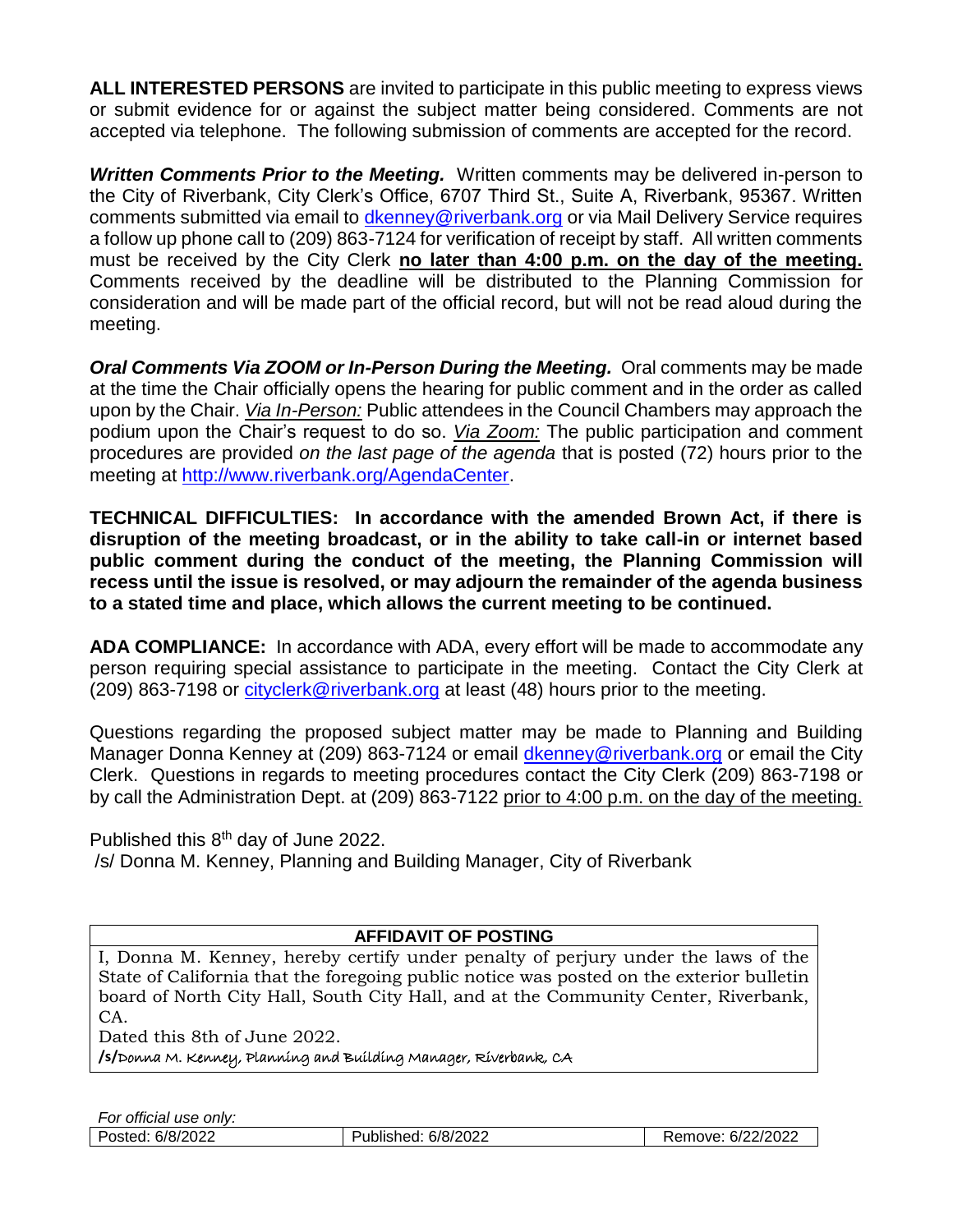**ALL INTERESTED PERSONS** are invited to participate in this public meeting to express views or submit evidence for or against the subject matter being considered. Comments are not accepted via telephone. The following submission of comments are accepted for the record.

***Written Comments Prior to the Meeting.*** Written comments may be delivered in-person to the City of Riverbank, City Clerk's Office, 6707 Third St., Suite A, Riverbank, 95367. Written comments submitted via email to dkenney@riverbank.org or via Mail Delivery Service requires a follow up phone call to (209) 863-7124 for verification of receipt by staff. All written comments must be received by the City Clerk **no later than 4:00 p.m. on the day of the meeting.** Comments received by the deadline will be distributed to the Planning Commission for consideration and will be made part of the official record, but will not be read aloud during the meeting.

***Oral Comments Via ZOOM or In-Person During the Meeting.*** Oral comments may be made at the time the Chair officially opens the hearing for public comment and in the order as called upon by the Chair. *Via In-Person:* Public attendees in the Council Chambers may approach the podium upon the Chair's request to do so. *Via Zoom:* The public participation and comment procedures are provided *on the last page of the agenda* that is posted (72) hours prior to the meeting at http://www.riverbank.org/AgendaCenter.

**TECHNICAL DIFFICULTIES: In accordance with the amended Brown Act, if there is disruption of the meeting broadcast, or in the ability to take call-in or internet based public comment during the conduct of the meeting, the Planning Commission will recess until the issue is resolved, or may adjourn the remainder of the agenda business to a stated time and place, which allows the current meeting to be continued.**

**ADA COMPLIANCE:** In accordance with ADA, every effort will be made to accommodate any person requiring special assistance to participate in the meeting. Contact the City Clerk at (209) 863-7198 or cityclerk@riverbank.org at least (48) hours prior to the meeting.

Questions regarding the proposed subject matter may be made to Planning and Building Manager Donna Kenney at (209) 863-7124 or email dkenney@riverbank.org or email the City Clerk. Questions in regards to meeting procedures contact the City Clerk (209) 863-7198 or by call the Administration Dept. at (209) 863-7122 prior to 4:00 p.m. on the day of the meeting.

Published this 8th day of June 2022.
/s/ Donna M. Kenney, Planning and Building Manager, City of Riverbank

| **AFFIDAVIT OF POSTING** |
| --- |
| I, Donna M. Kenney, hereby certify under penalty of perjury under the laws of the State of California that the foregoing public notice was posted on the exterior bulletin board of North City Hall, South City Hall, and at the Community Center, Riverbank, CA.<br>Dated this 8th of June 2022.<br>/s/Donna M. Kenney, Planning and Building Manager, Riverbank, CA |

*For official use only:*

| Posted: 6/8/2022 | Published: 6/8/2022 | Remove: 6/22/2022 |
| --- | --- | --- |